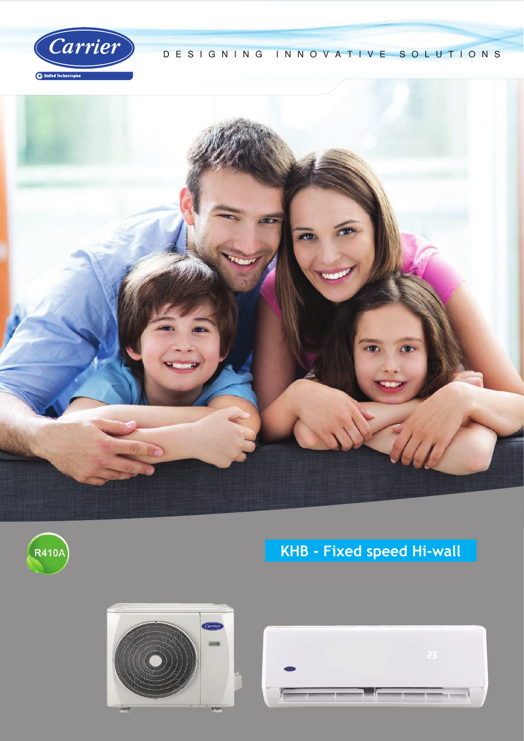Carrier

United Technologies

DESIGNING INNOVATIVE SOLUTIONS

R410A

# KHB - Fixed speed Hi-wall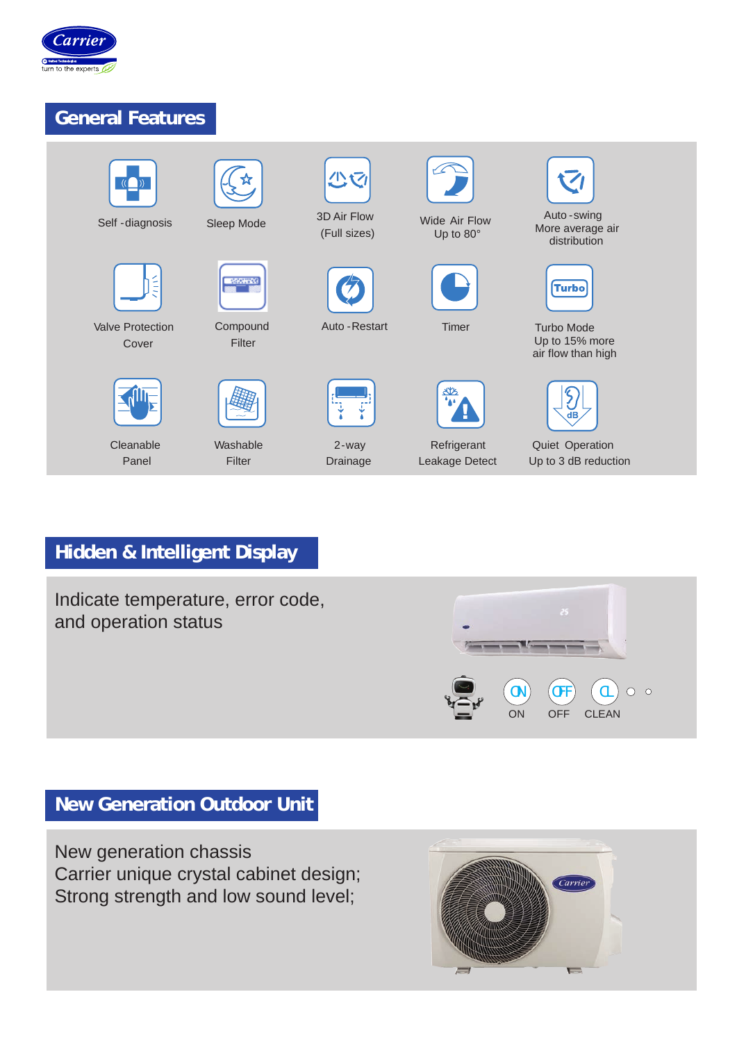## General Features

- Self-diagnosis
- Sleep Mode
- 3D Air Flow (Full sizes)
- Wide Air Flow Up to 80°
- Auto-swing More average air distribution
- Valve Protection Cover
- Compound Filter
- Auto-Restart
- Timer
- Turbo Mode Up to 15% more air flow than high
- Cleanable Panel
- Washable Filter
- 2-way Drainage
- Refrigerant Leakage Detect
- Quiet Operation Up to 3 dB reduction

## Hidden & Intelligent Display

Indicate temperature, error code, and operation status

ON OFF CLEAN

## New Generation Outdoor Unit

New generation chassis
Carrier unique crystal cabinet design;
Strong strength and low sound level;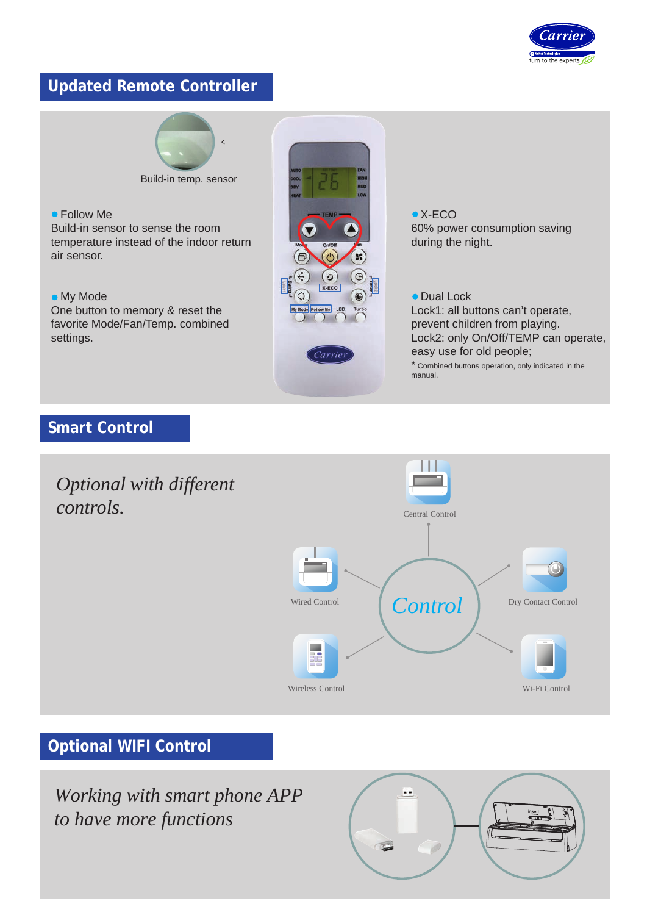## Updated Remote Controller

Build-in temp. sensor

- Follow Me
  Build-in sensor to sense the room temperature instead of the indoor return air sensor.

- My Mode
  One button to memory & reset the favorite Mode/Fan/Temp. combined settings.

- X-ECO
  60% power consumption saving during the night.

- Dual Lock
  Lock1: all buttons can't operate, prevent children from playing.
  Lock2: only On/Off/TEMP can operate, easy use for old people;
  * Combined buttons operation, only indicated in the manual.

## Smart Control

*Optional with different controls.*

Control

Central Control

Wired Control

Dry Contact Control

Wireless Control

Wi-Fi Control

## Optional WIFI Control

*Working with smart phone APP to have more functions*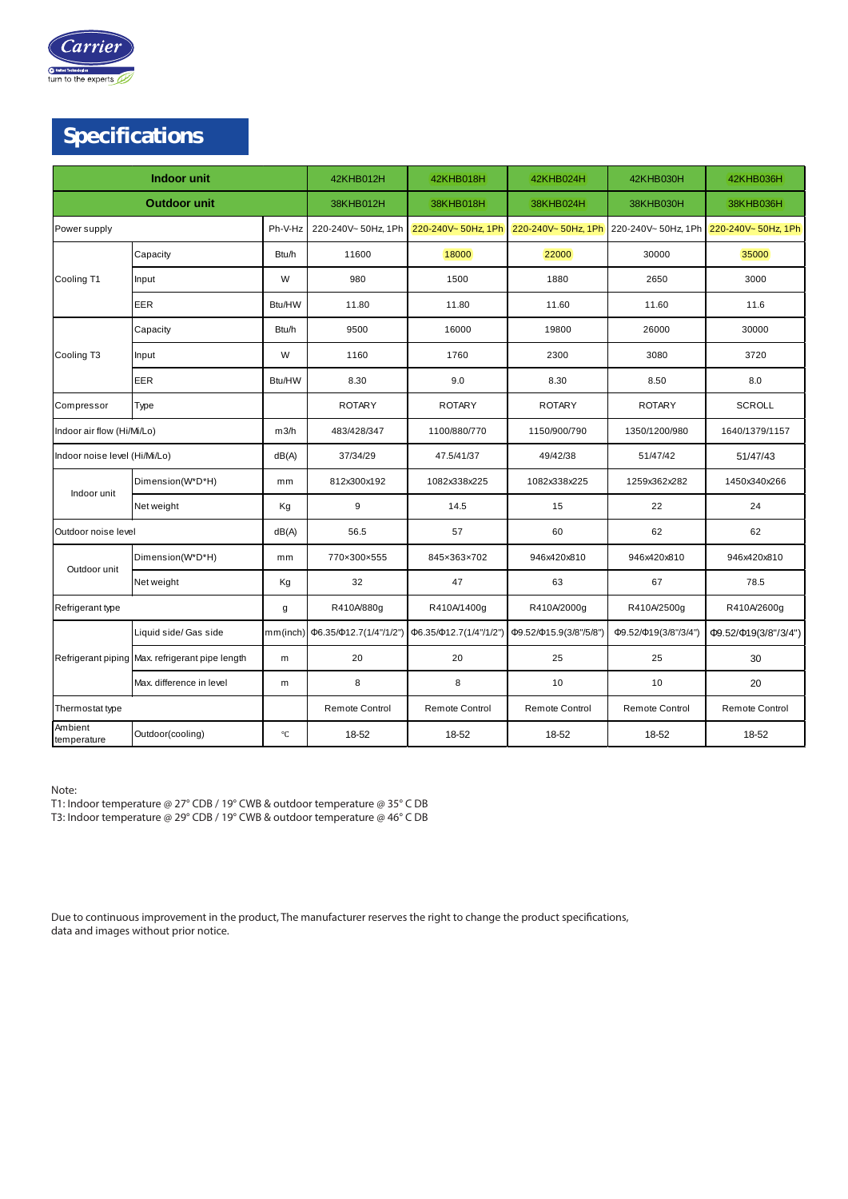# Specifications

| Indoor unit | | | 42KHB012H | 42KHB018H | 42KHB024H | 42KHB030H | 42KHB036H |
|---|---|---|---|---|---|---|---|
| **Outdoor unit** | | | 38KHB012H | 38KHB018H | 38KHB024H | 38KHB030H | 38KHB036H |
| Power supply | | Ph-V-Hz | 220-240V~ 50Hz, 1Ph | 220-240V~ 50Hz, 1Ph | 220-240V~ 50Hz, 1Ph | 220-240V~ 50Hz, 1Ph | 220-240V~ 50Hz, 1Ph |
| Cooling T1 | Capacity | Btu/h | 11600 | 18000 | 22000 | 30000 | 35000 |
| | Input | W | 980 | 1500 | 1880 | 2650 | 3000 |
| | EER | Btu/HW | 11.80 | 11.80 | 11.60 | 11.60 | 11.6 |
| Cooling T3 | Capacity | Btu/h | 9500 | 16000 | 19800 | 26000 | 30000 |
| | Input | W | 1160 | 1760 | 2300 | 3080 | 3720 |
| | EER | Btu/HW | 8.30 | 9.0 | 8.30 | 8.50 | 8.0 |
| Compressor | Type | | ROTARY | ROTARY | ROTARY | ROTARY | SCROLL |
| Indoor air flow (Hi/Mi/Lo) | | m3/h | 483/428/347 | 1100/880/770 | 1150/900/790 | 1350/1200/980 | 1640/1379/1157 |
| Indoor noise level (Hi/Mi/Lo) | | dB(A) | 37/34/29 | 47.5/41/37 | 49/42/38 | 51/47/42 | 51/47/43 |
| Indoor unit | Dimension(W*D*H) | mm | 812x300x192 | 1082x338x225 | 1082x338x225 | 1259x362x282 | 1450x340x266 |
| | Net weight | Kg | 9 | 14.5 | 15 | 22 | 24 |
| Outdoor noise level | | dB(A) | 56.5 | 57 | 60 | 62 | 62 |
| Outdoor unit | Dimension(W*D*H) | mm | 770×300×555 | 845×363×702 | 946x420x810 | 946x420x810 | 946x420x810 |
| | Net weight | Kg | 32 | 47 | 63 | 67 | 78.5 |
| Refrigerant type | | g | R410A/880g | R410A/1400g | R410A/2000g | R410A/2500g | R410A/2600g |
| Refrigerant piping | Liquid side/ Gas side | mm(inch) | Φ6.35/Φ12.7(1/4"/1/2") | Φ6.35/Φ12.7(1/4"/1/2") | Φ9.52/Φ15.9(3/8"/5/8") | Φ9.52/Φ19(3/8"/3/4") | Φ9.52/Φ19(3/8"/3/4") |
| | Max. refrigerant pipe length | m | 20 | 20 | 25 | 25 | 30 |
| | Max. difference in level | m | 8 | 8 | 10 | 10 | 20 |
| Thermostat type | | | Remote Control | Remote Control | Remote Control | Remote Control | Remote Control |
| Ambient temperature | Outdoor(cooling) | ℃ | 18-52 | 18-52 | 18-52 | 18-52 | 18-52 |

Note:
T1: Indoor temperature @ 27° CDB / 19° CWB & outdoor temperature @ 35° C DB
T3: Indoor temperature @ 29° CDB / 19° CWB & outdoor temperature @ 46° C DB

Due to continuous improvement in the product, The manufacturer reserves the right to change the product specifications, data and images without prior notice.